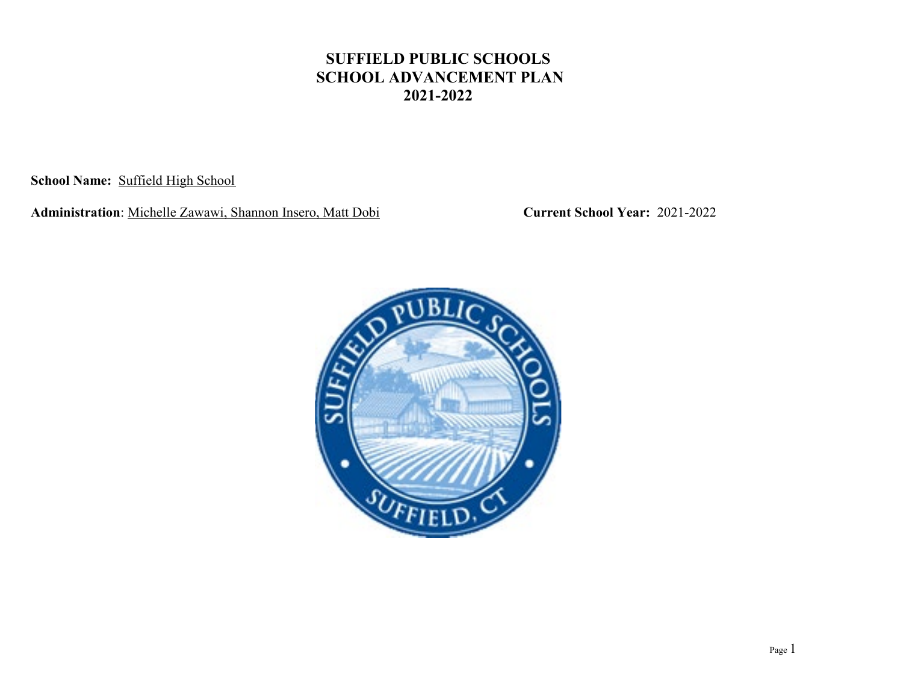# SUFFIELD PUBLIC SCHOOLS
# SCHOOL ADVANCEMENT PLAN
# 2021-2022

**School Name:** Suffield High School

**Administration**: Michelle Zawawi, Shannon Insero, Matt Dobi

**Current School Year:** 2021-2022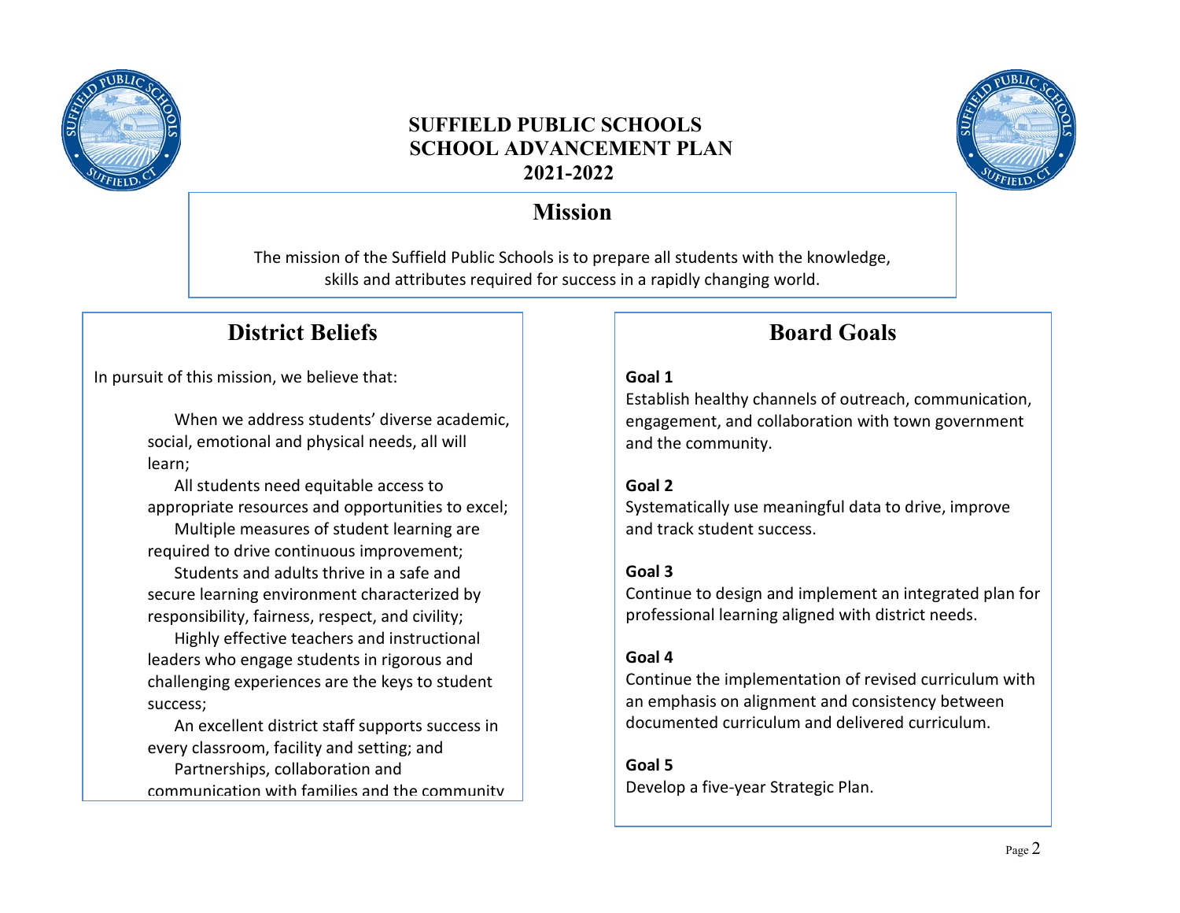# SUFFIELD PUBLIC SCHOOLS
# SCHOOL ADVANCEMENT PLAN
# 2021-2022

## Mission

The mission of the Suffield Public Schools is to prepare all students with the knowledge, skills and attributes required for success in a rapidly changing world.

## District Beliefs

In pursuit of this mission, we believe that:

- When we address students' diverse academic, social, emotional and physical needs, all will learn;
- All students need equitable access to appropriate resources and opportunities to excel;
- Multiple measures of student learning are required to drive continuous improvement;
- Students and adults thrive in a safe and secure learning environment characterized by responsibility, fairness, respect, and civility;
- Highly effective teachers and instructional leaders who engage students in rigorous and challenging experiences are the keys to student success;
- An excellent district staff supports success in every classroom, facility and setting; and
- Partnerships, collaboration and communication with families and the community

## Board Goals

**Goal 1**
Establish healthy channels of outreach, communication, engagement, and collaboration with town government and the community.

**Goal 2**
Systematically use meaningful data to drive, improve and track student success.

**Goal 3**
Continue to design and implement an integrated plan for professional learning aligned with district needs.

**Goal 4**
Continue the implementation of revised curriculum with an emphasis on alignment and consistency between documented curriculum and delivered curriculum.

**Goal 5**
Develop a five-year Strategic Plan.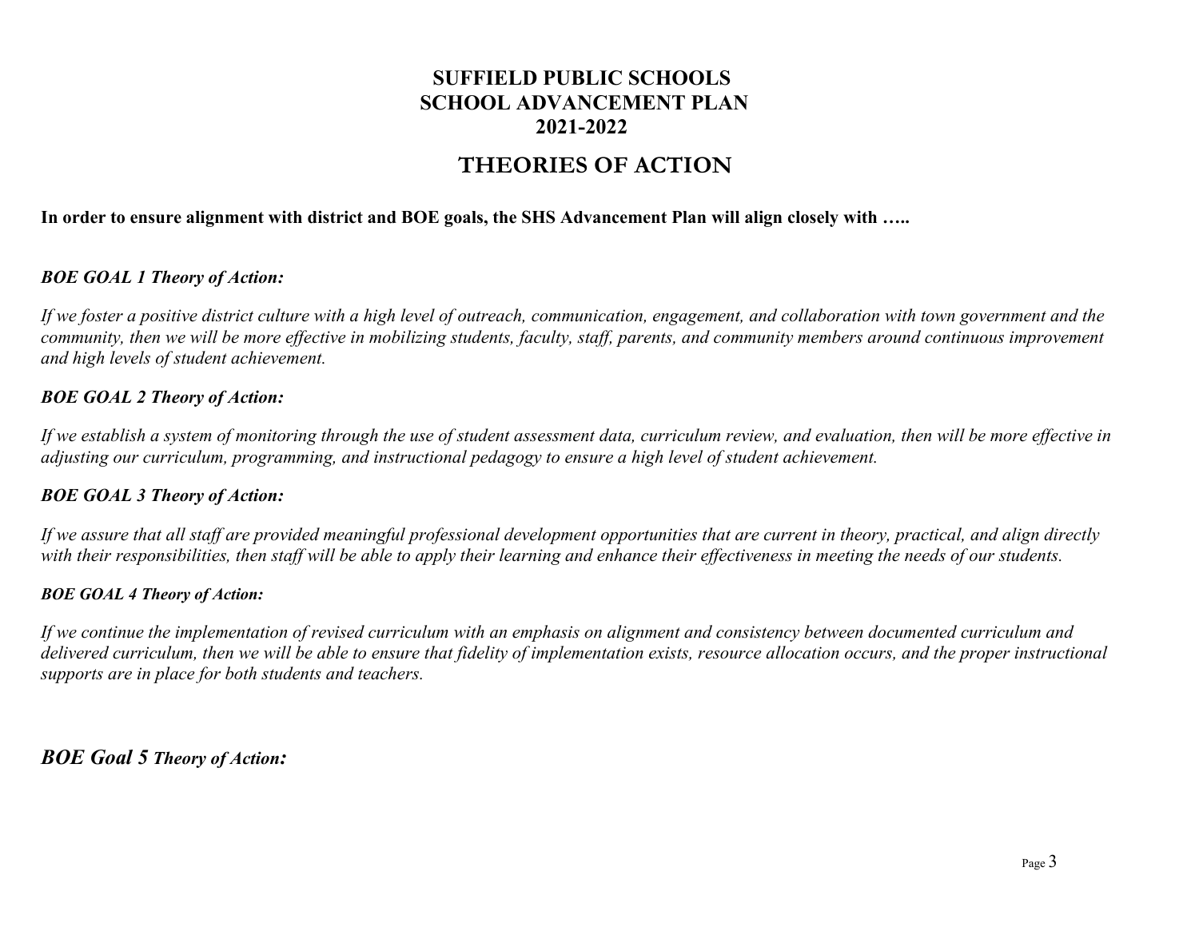# SUFFIELD PUBLIC SCHOOLS
# SCHOOL ADVANCEMENT PLAN
# 2021-2022

## THEORIES OF ACTION

**In order to ensure alignment with district and BOE goals, the SHS Advancement Plan will align closely with …..**

### *BOE GOAL 1 Theory of Action:*

*If we foster a positive district culture with a high level of outreach, communication, engagement, and collaboration with town government and the community, then we will be more effective in mobilizing students, faculty, staff, parents, and community members around continuous improvement and high levels of student achievement.*

### *BOE GOAL 2 Theory of Action:*

*If we establish a system of monitoring through the use of student assessment data, curriculum review, and evaluation, then will be more effective in adjusting our curriculum, programming, and instructional pedagogy to ensure a high level of student achievement.*

### *BOE GOAL 3 Theory of Action:*

*If we assure that all staff are provided meaningful professional development opportunities that are current in theory, practical, and align directly with their responsibilities, then staff will be able to apply their learning and enhance their effectiveness in meeting the needs of our students.*

### *BOE GOAL 4 Theory of Action:*

*If we continue the implementation of revised curriculum with an emphasis on alignment and consistency between documented curriculum and delivered curriculum, then we will be able to ensure that fidelity of implementation exists, resource allocation occurs, and the proper instructional supports are in place for both students and teachers.*

### *BOE Goal 5 Theory of Action:*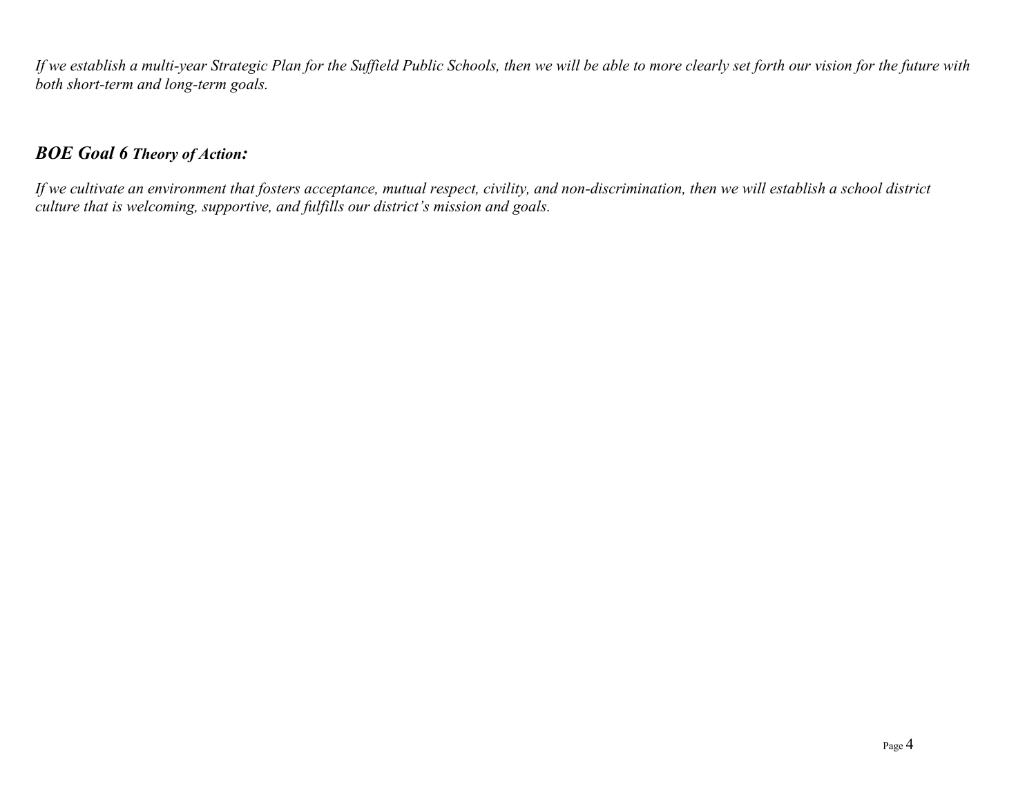*If we establish a multi-year Strategic Plan for the Suffield Public Schools, then we will be able to more clearly set forth our vision for the future with both short-term and long-term goals.*

### ***BOE Goal 6 Theory of Action:***

*If we cultivate an environment that fosters acceptance, mutual respect, civility, and non-discrimination, then we will establish a school district culture that is welcoming, supportive, and fulfills our district's mission and goals.*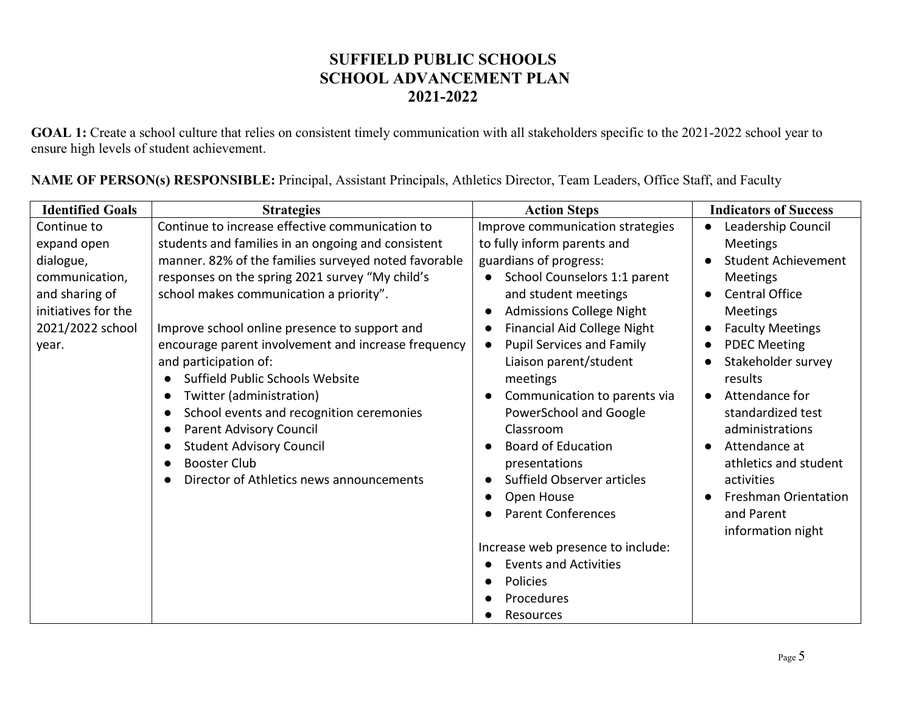# SUFFIELD PUBLIC SCHOOLS
# SCHOOL ADVANCEMENT PLAN
# 2021-2022

**GOAL 1:** Create a school culture that relies on consistent timely communication with all stakeholders specific to the 2021-2022 school year to ensure high levels of student achievement.

**NAME OF PERSON(s) RESPONSIBLE:** Principal, Assistant Principals, Athletics Director, Team Leaders, Office Staff, and Faculty

| Identified Goals | Strategies | Action Steps | Indicators of Success |
|---|---|---|---|
| Continue to expand open dialogue, communication, and sharing of initiatives for the 2021/2022 school year. | Continue to increase effective communication to students and families in an ongoing and consistent manner. 82% of the families surveyed noted favorable responses on the spring 2021 survey "My child's school makes communication a priority".<br><br>Improve school online presence to support and encourage parent involvement and increase frequency and participation of:<br>● Suffield Public Schools Website<br>● Twitter (administration)<br>● School events and recognition ceremonies<br>● Parent Advisory Council<br>● Student Advisory Council<br>● Booster Club<br>● Director of Athletics news announcements | Improve communication strategies to fully inform parents and guardians of progress:<br>● School Counselors 1:1 parent and student meetings<br>● Admissions College Night<br>● Financial Aid College Night<br>● Pupil Services and Family Liaison parent/student meetings<br>● Communication to parents via PowerSchool and Google Classroom<br>● Board of Education presentations<br>● Suffield Observer articles<br>● Open House<br>● Parent Conferences<br><br>Increase web presence to include:<br>● Events and Activities<br>● Policies<br>● Procedures<br>● Resources | ● Leadership Council Meetings<br>● Student Achievement Meetings<br>● Central Office Meetings<br>● Faculty Meetings<br>● PDEC Meeting<br>● Stakeholder survey results<br>● Attendance for standardized test administrations<br>● Attendance at athletics and student activities<br>● Freshman Orientation and Parent information night |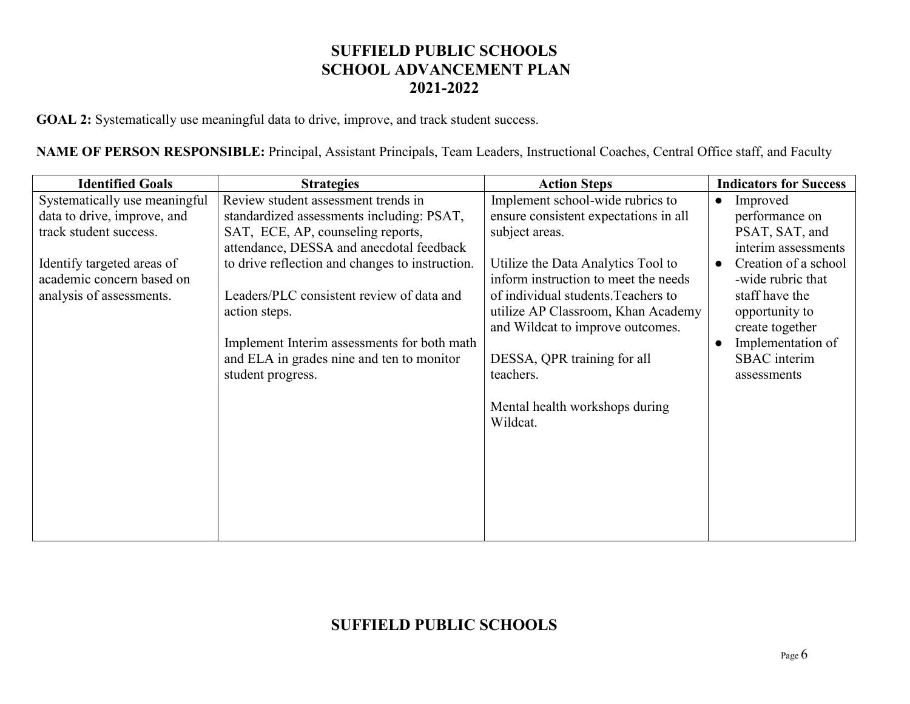# SUFFIELD PUBLIC SCHOOLS
# SCHOOL ADVANCEMENT PLAN
# 2021-2022

**GOAL 2:** Systematically use meaningful data to drive, improve, and track student success.

**NAME OF PERSON RESPONSIBLE:** Principal, Assistant Principals, Team Leaders, Instructional Coaches, Central Office staff, and Faculty

| Identified Goals | Strategies | Action Steps | Indicators for Success |
|---|---|---|---|
| Systematically use meaningful data to drive, improve, and track student success.<br><br>Identify targeted areas of academic concern based on analysis of assessments. | Review student assessment trends in standardized assessments including: PSAT, SAT, ECE, AP, counseling reports, attendance, DESSA and anecdotal feedback to drive reflection and changes to instruction.<br><br>Leaders/PLC consistent review of data and action steps.<br><br>Implement Interim assessments for both math and ELA in grades nine and ten to monitor student progress. | Implement school-wide rubrics to ensure consistent expectations in all subject areas.<br><br>Utilize the Data Analytics Tool to inform instruction to meet the needs of individual students.Teachers to utilize AP Classroom, Khan Academy and Wildcat to improve outcomes.<br><br>DESSA, QPR training for all teachers.<br><br>Mental health workshops during Wildcat. | ● Improved performance on PSAT, SAT, and interim assessments<br>● Creation of a school -wide rubric that staff have the opportunity to create together<br>● Implementation of SBAC interim assessments |

# SUFFIELD PUBLIC SCHOOLS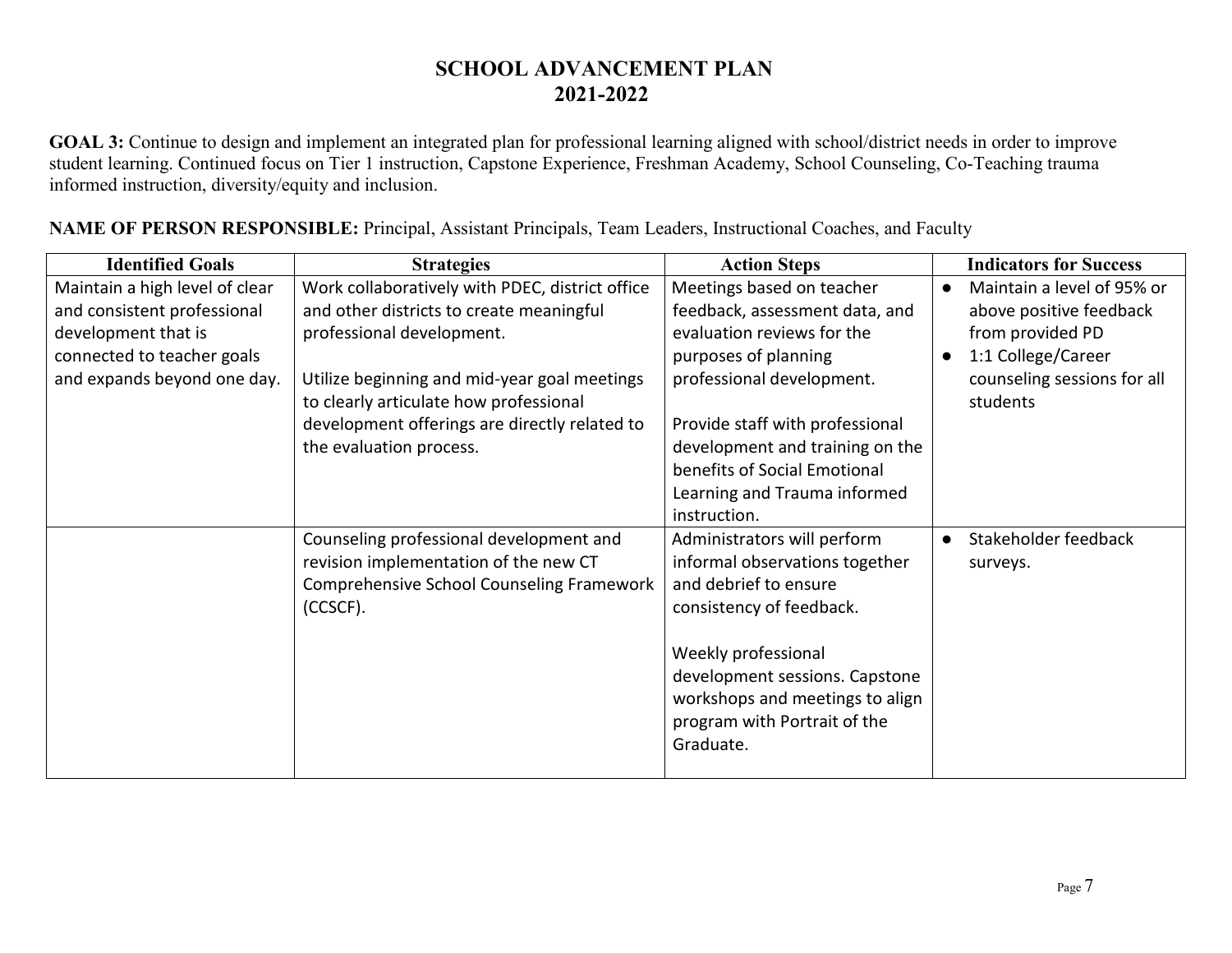# SCHOOL ADVANCEMENT PLAN
# 2021-2022

**GOAL 3:** Continue to design and implement an integrated plan for professional learning aligned with school/district needs in order to improve student learning. Continued focus on Tier 1 instruction, Capstone Experience, Freshman Academy, School Counseling, Co-Teaching trauma informed instruction, diversity/equity and inclusion.

**NAME OF PERSON RESPONSIBLE:** Principal, Assistant Principals, Team Leaders, Instructional Coaches, and Faculty

| Identified Goals | Strategies | Action Steps | Indicators for Success |
|---|---|---|---|
| Maintain a high level of clear and consistent professional development that is connected to teacher goals and expands beyond one day. | Work collaboratively with PDEC, district office and other districts to create meaningful professional development.<br><br>Utilize beginning and mid-year goal meetings to clearly articulate how professional development offerings are directly related to the evaluation process. | Meetings based on teacher feedback, assessment data, and evaluation reviews for the purposes of planning professional development.<br><br>Provide staff with professional development and training on the benefits of Social Emotional Learning and Trauma informed instruction. | • Maintain a level of 95% or above positive feedback from provided PD<br>• 1:1 College/Career counseling sessions for all students |
| | Counseling professional development and revision implementation of the new CT Comprehensive School Counseling Framework (CCSCF). | Administrators will perform informal observations together and debrief to ensure consistency of feedback.<br><br>Weekly professional development sessions. Capstone workshops and meetings to align program with Portrait of the Graduate. | • Stakeholder feedback surveys. |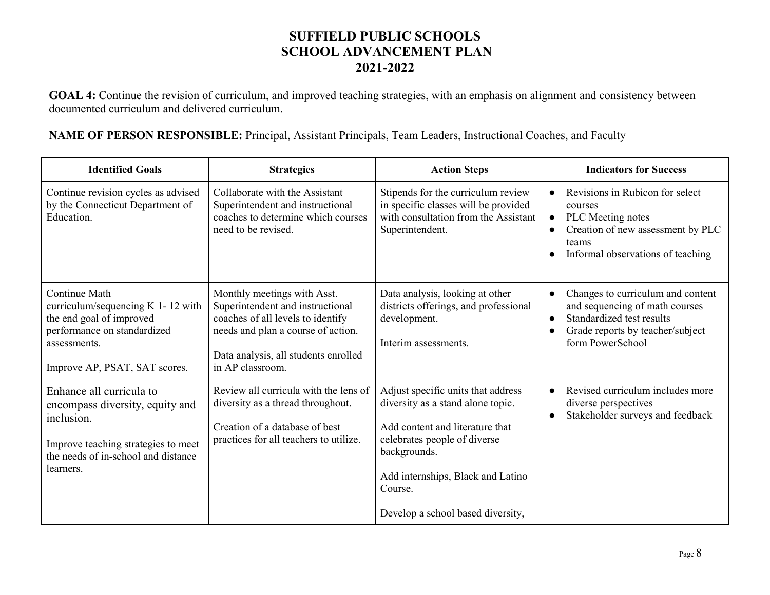# SUFFIELD PUBLIC SCHOOLS
# SCHOOL ADVANCEMENT PLAN
# 2021-2022

**GOAL 4:** Continue the revision of curriculum, and improved teaching strategies, with an emphasis on alignment and consistency between documented curriculum and delivered curriculum.

**NAME OF PERSON RESPONSIBLE:** Principal, Assistant Principals, Team Leaders, Instructional Coaches, and Faculty

| Identified Goals | Strategies | Action Steps | Indicators for Success |
|---|---|---|---|
| Continue revision cycles as advised by the Connecticut Department of Education. | Collaborate with the Assistant Superintendent and instructional coaches to determine which courses need to be revised. | Stipends for the curriculum review in specific classes will be provided with consultation from the Assistant Superintendent. | • Revisions in Rubicon for select courses<br>• PLC Meeting notes<br>• Creation of new assessment by PLC teams<br>• Informal observations of teaching |
| Continue Math curriculum/sequencing K 1- 12 with the end goal of improved performance on standardized assessments.<br><br>Improve AP, PSAT, SAT scores. | Monthly meetings with Asst. Superintendent and instructional coaches of all levels to identify needs and plan a course of action.<br><br>Data analysis, all students enrolled in AP classroom. | Data analysis, looking at other districts offerings, and professional development.<br><br>Interim assessments. | • Changes to curriculum and content and sequencing of math courses<br>• Standardized test results<br>• Grade reports by teacher/subject form PowerSchool |
| Enhance all curricula to encompass diversity, equity and inclusion.<br><br>Improve teaching strategies to meet the needs of in-school and distance learners. | Review all curricula with the lens of diversity as a thread throughout.<br><br>Creation of a database of best practices for all teachers to utilize. | Adjust specific units that address diversity as a stand alone topic.<br><br>Add content and literature that celebrates people of diverse backgrounds.<br><br>Add internships, Black and Latino Course.<br><br>Develop a school based diversity, | • Revised curriculum includes more diverse perspectives<br>• Stakeholder surveys and feedback |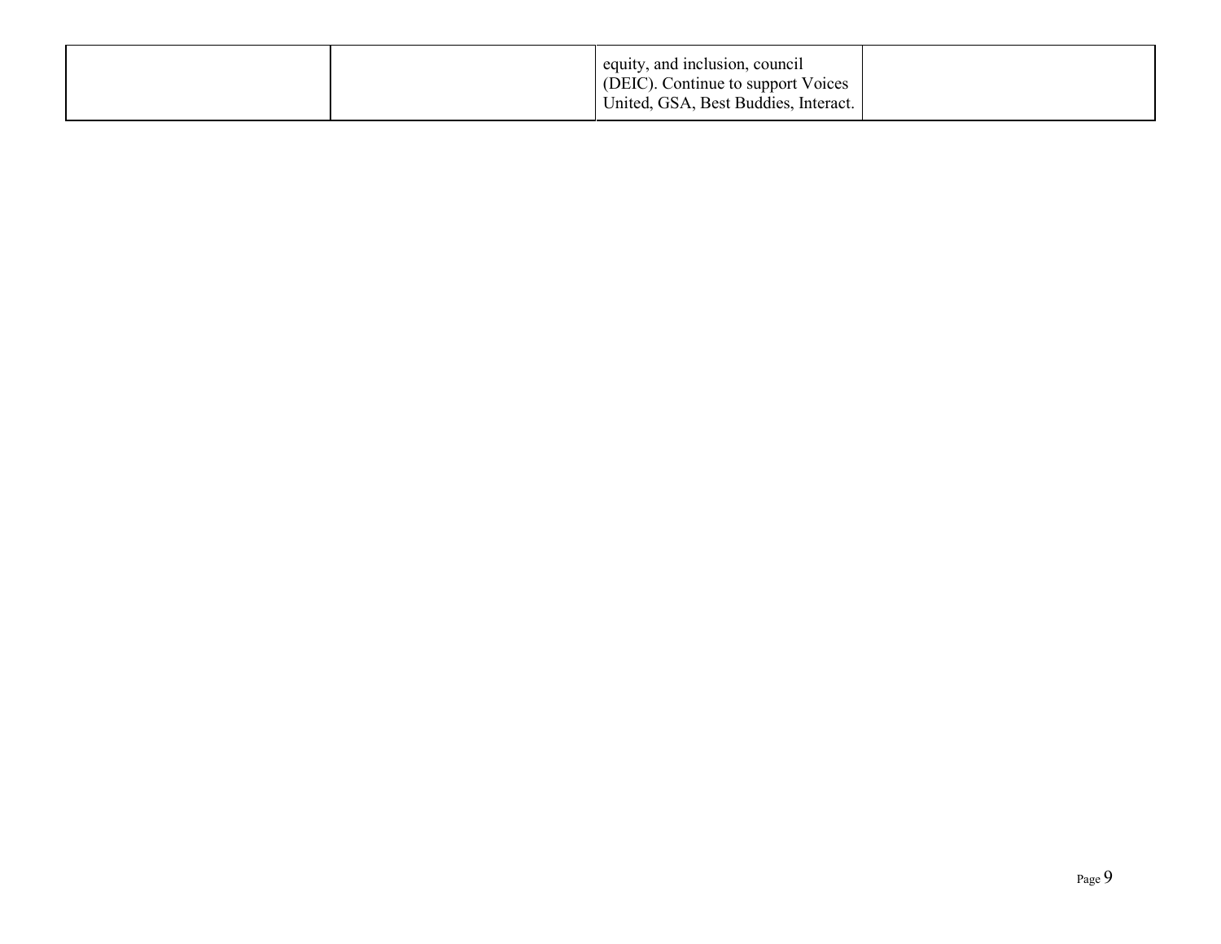| | | | |
|---|---|---|---|
| | | equity, and inclusion, council (DEIC). Continue to support Voices United, GSA, Best Buddies, Interact. | |